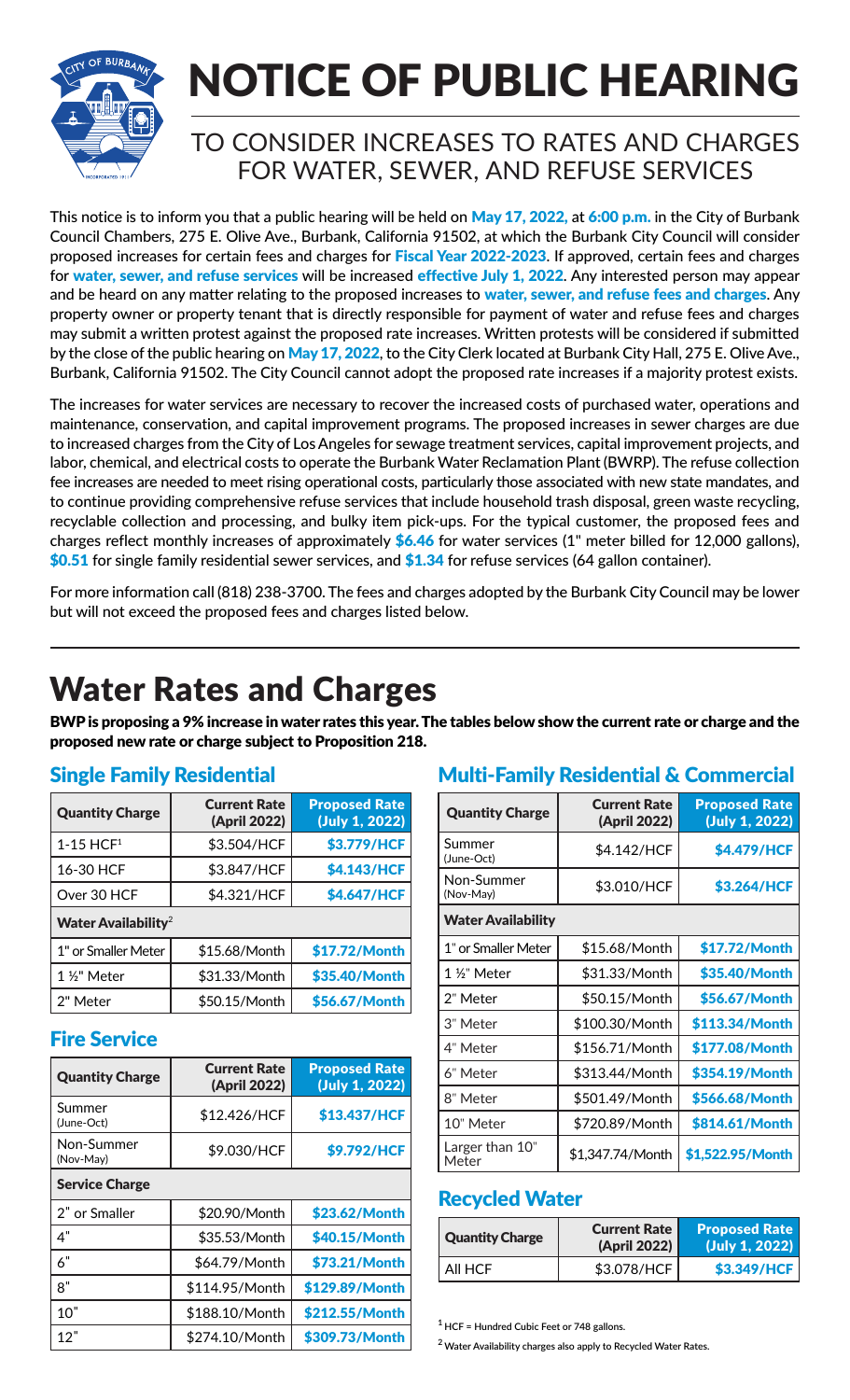# NOTICE OF PUBLIC HEARING

## TO CONSIDER INCREASES TO RATES AND CHARGES FOR WATER, SEWER, AND REFUSE SERVICES

This notice is to inform you that a public hearing will be held on **May 17, 2022**, at **6:00 p.m.** in the City of Burbank Council Chambers, 275 E. Olive Ave., Burbank, California 91502, at which the Burbank City Council will consider proposed increases for certain fees and charges for **Fiscal Year 2022-2023**. If approved, certain fees and charges for **water, sewer, and refuse services** will be increased **effective July 1, 2022**. Any interested person may appear and be heard on any matter relating to the proposed increases to **water, sewer, and refuse fees and charges**. Any property owner or property tenant that is directly responsible for payment of water and refuse fees and charges may submit a written protest against the proposed rate increases. Written protests will be considered if submitted by the close of the public hearing on **May 17, 2022**, to the City Clerk located at Burbank City Hall, 275 E. Olive Ave., Burbank, California 91502. The City Council cannot adopt the proposed rate increases if a majority protest exists.

The increases for water services are necessary to recover the increased costs of purchased water, operations and maintenance, conservation, and capital improvement programs. The proposed increases in sewer charges are due to increased charges from the City of Los Angeles for sewage treatment services, capital improvement projects, and labor, chemical, and electrical costs to operate the Burbank Water Reclamation Plant (BWRP). The refuse collection fee increases are needed to meet rising operational costs, particularly those associated with new state mandates, and to continue providing comprehensive refuse services that include household trash disposal, green waste recycling, recyclable collection and processing, and bulky item pick-ups. For the typical customer, the proposed fees and charges reflect monthly increases of approximately **$6.46** for water services (1" meter billed for 12,000 gallons), **$0.51** for single family residential sewer services, and **$1.34** for refuse services (64 gallon container).

For more information call (818) 238-3700. The fees and charges adopted by the Burbank City Council may be lower but will not exceed the proposed fees and charges listed below.

# Water Rates and Charges

**BWP is proposing a 9% increase in water rates this year. The tables below show the current rate or charge and the proposed new rate or charge subject to Proposition 218.**

### Single Family Residential

| Quantity Charge | Current Rate (April 2022) | Proposed Rate (July 1, 2022) |
|---|---|---|
| 1-15 HCF[1] | $3.504/HCF | **$3.779/HCF** |
| 16-30 HCF | $3.847/HCF | **$4.143/HCF** |
| Over 30 HCF | $4.321/HCF | **$4.647/HCF** |
| **Water Availability[2]** | | |
| 1" or Smaller Meter | $15.68/Month | **$17.72/Month** |
| 1 ½" Meter | $31.33/Month | **$35.40/Month** |
| 2" Meter | $50.15/Month | **$56.67/Month** |

### Fire Service

| Quantity Charge | Current Rate (April 2022) | Proposed Rate (July 1, 2022) |
|---|---|---|
| Summer (June-Oct) | $12.426/HCF | **$13.437/HCF** |
| Non-Summer (Nov-May) | $9.030/HCF | **$9.792/HCF** |
| **Service Charge** | | |
| 2" or Smaller | $20.90/Month | **$23.62/Month** |
| 4" | $35.53/Month | **$40.15/Month** |
| 6" | $64.79/Month | **$73.21/Month** |
| 8" | $114.95/Month | **$129.89/Month** |
| 10" | $188.10/Month | **$212.55/Month** |
| 12" | $274.10/Month | **$309.73/Month** |

### Multi-Family Residential & Commercial

| Quantity Charge | Current Rate (April 2022) | Proposed Rate (July 1, 2022) |
|---|---|---|
| Summer (June-Oct) | $4.142/HCF | **$4.479/HCF** |
| Non-Summer (Nov-May) | $3.010/HCF | **$3.264/HCF** |
| **Water Availability** | | |
| 1" or Smaller Meter | $15.68/Month | **$17.72/Month** |
| 1 ½" Meter | $31.33/Month | **$35.40/Month** |
| 2" Meter | $50.15/Month | **$56.67/Month** |
| 3" Meter | $100.30/Month | **$113.34/Month** |
| 4" Meter | $156.71/Month | **$177.08/Month** |
| 6" Meter | $313.44/Month | **$354.19/Month** |
| 8" Meter | $501.49/Month | **$566.68/Month** |
| 10" Meter | $720.89/Month | **$814.61/Month** |
| Larger than 10" Meter | $1,347.74/Month | **$1,522.95/Month** |

### Recycled Water

| Quantity Charge | Current Rate (April 2022) | Proposed Rate (July 1, 2022) |
|---|---|---|
| All HCF | $3.078/HCF | **$3.349/HCF** |

[1] HCF = Hundred Cubic Feet or 748 gallons.

[2] Water Availability charges also apply to Recycled Water Rates.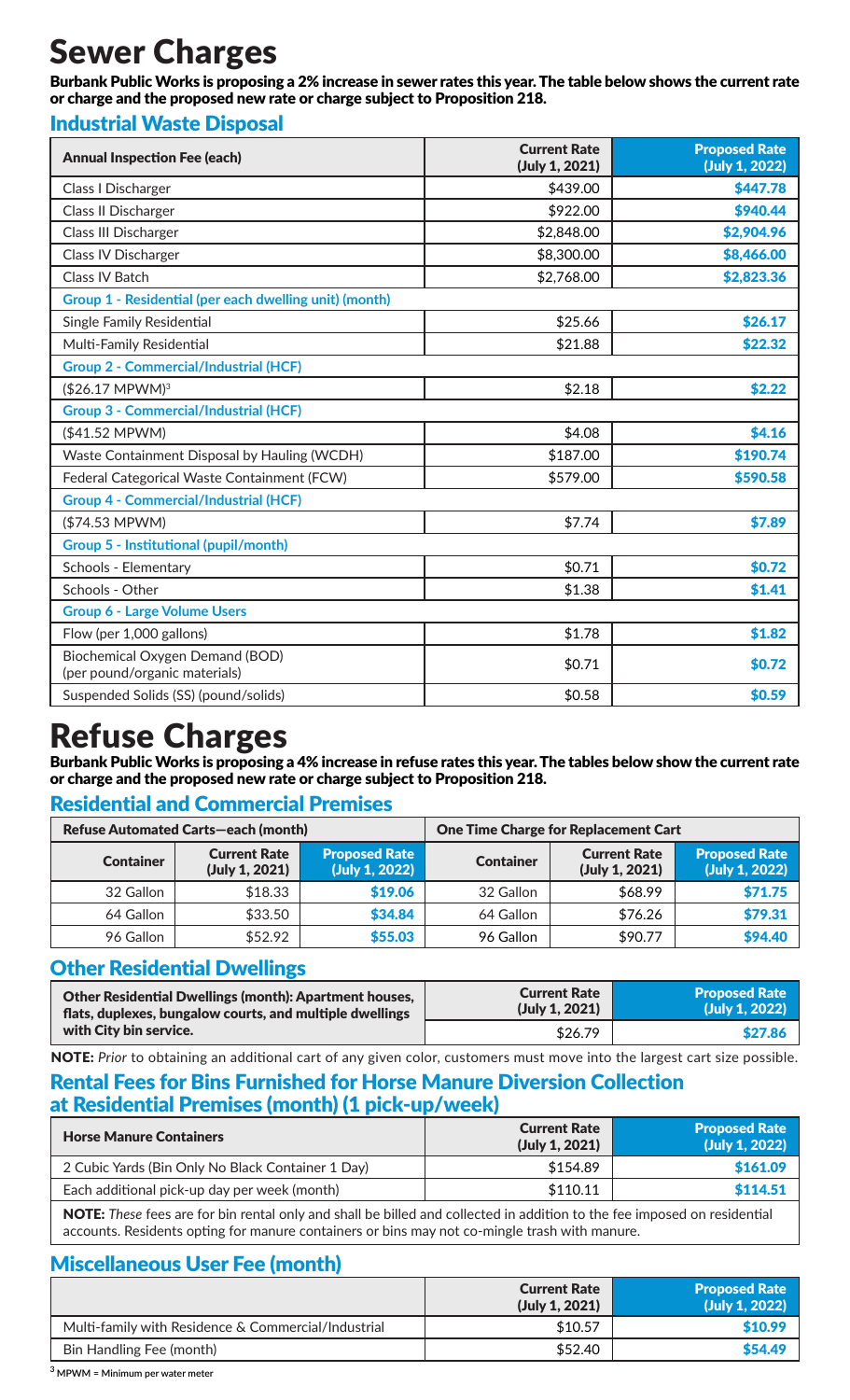# Sewer Charges

**Burbank Public Works is proposing a 2% increase in sewer rates this year. The table below shows the current rate or charge and the proposed new rate or charge subject to Proposition 218.**

## Industrial Waste Disposal

| Annual Inspection Fee (each) | Current Rate (July 1, 2021) | Proposed Rate (July 1, 2022) |
|---|---|---|
| Class I Discharger | $439.00 | **$447.78** |
| Class II Discharger | $922.00 | **$940.44** |
| Class III Discharger | $2,848.00 | **$2,904.96** |
| Class IV Discharger | $8,300.00 | **$8,466.00** |
| Class IV Batch | $2,768.00 | **$2,823.36** |
| **Group 1 - Residential (per each dwelling unit) (month)** | | |
| Single Family Residential | $25.66 | **$26.17** |
| Multi-Family Residential | $21.88 | **$22.32** |
| **Group 2 - Commercial/Industrial (HCF)** | | |
| ($26.17 MPWM)[3] | $2.18 | **$2.22** |
| **Group 3 - Commercial/Industrial (HCF)** | | |
| ($41.52 MPWM) | $4.08 | **$4.16** |
| Waste Containment Disposal by Hauling (WCDH) | $187.00 | **$190.74** |
| Federal Categorical Waste Containment (FCW) | $579.00 | **$590.58** |
| **Group 4 - Commercial/Industrial (HCF)** | | |
| ($74.53 MPWM) | $7.74 | **$7.89** |
| **Group 5 - Institutional (pupil/month)** | | |
| Schools - Elementary | $0.71 | **$0.72** |
| Schools - Other | $1.38 | **$1.41** |
| **Group 6 - Large Volume Users** | | |
| Flow (per 1,000 gallons) | $1.78 | **$1.82** |
| Biochemical Oxygen Demand (BOD) (per pound/organic materials) | $0.71 | **$0.72** |
| Suspended Solids (SS) (pound/solids) | $0.58 | **$0.59** |

# Refuse Charges

**Burbank Public Works is proposing a 4% increase in refuse rates this year. The tables below show the current rate or charge and the proposed new rate or charge subject to Proposition 218.**

## Residential and Commercial Premises

| Refuse Automated Carts—each (month) | | | One Time Charge for Replacement Cart | | |
|---|---|---|---|---|---|
| Container | Current Rate (July 1, 2021) | Proposed Rate (July 1, 2022) | Container | Current Rate (July 1, 2021) | Proposed Rate (July 1, 2022) |
| 32 Gallon | $18.33 | **$19.06** | 32 Gallon | $68.99 | **$71.75** |
| 64 Gallon | $33.50 | **$34.84** | 64 Gallon | $76.26 | **$79.31** |
| 96 Gallon | $52.92 | **$55.03** | 96 Gallon | $90.77 | **$94.40** |

## Other Residential Dwellings

| Other Residential Dwellings (month): Apartment houses, flats, duplexes, bungalow courts, and multiple dwellings with City bin service. | Current Rate (July 1, 2021) | Proposed Rate (July 1, 2022) |
|---|---|---|
| | $26.79 | **$27.86** |

**NOTE:** *Prior* to obtaining an additional cart of any given color, customers must move into the largest cart size possible.

## Rental Fees for Bins Furnished for Horse Manure Diversion Collection at Residential Premises (month) (1 pick-up/week)

| Horse Manure Containers | Current Rate (July 1, 2021) | Proposed Rate (July 1, 2022) |
|---|---|---|
| 2 Cubic Yards (Bin Only No Black Container 1 Day) | $154.89 | **$161.09** |
| Each additional pick-up day per week (month) | $110.11 | **$114.51** |

**NOTE:** *These* fees are for bin rental only and shall be billed and collected in addition to the fee imposed on residential accounts. Residents opting for manure containers or bins may not co-mingle trash with manure.

## Miscellaneous User Fee (month)

| | Current Rate (July 1, 2021) | Proposed Rate (July 1, 2022) |
|---|---|---|
| Multi-family with Residence & Commercial/Industrial | $10.57 | **$10.99** |
| Bin Handling Fee (month) | $52.40 | **$54.49** |

[3] MPWM = Minimum per water meter